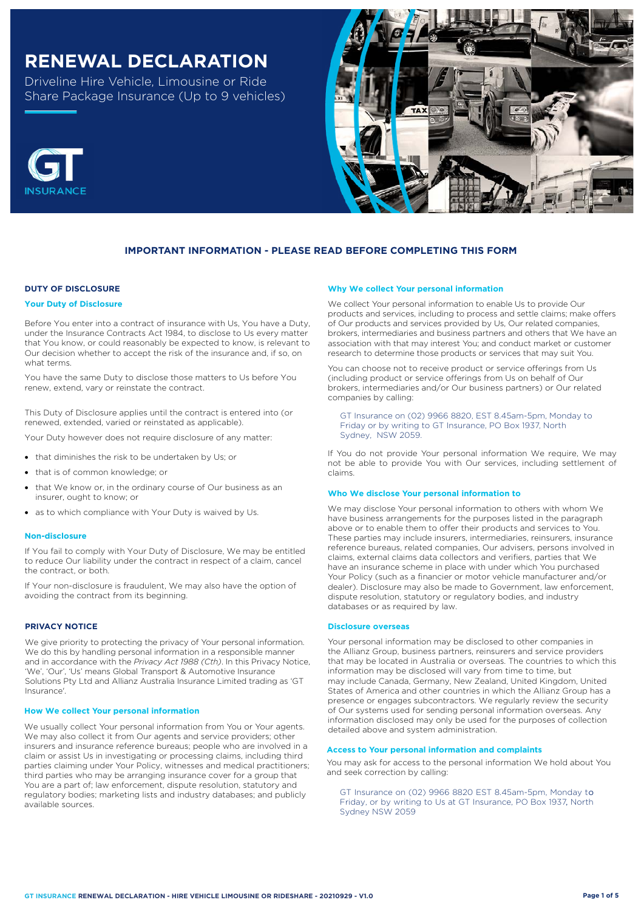# RENEWAL DECLARATION

Driveline Hire Vehicle, Limousine or Ride Share Package Insurance (Up to 9 vehicles)

## IMPORTANT INFORMATION - PLEASE READ BEFORE COMPLETING THIS FORM

### DUTY OF DISCLOSURE

#### Your Duty of Disclosure

Before You enter into a contract of insurance with Us, You have a Duty, under the Insurance Contracts Act 1984, to disclose to Us every matter that You know, or could reasonably be expected to know, is relevant to Our decision whether to accept the risk of the insurance and, if so, on what terms.

You have the same Duty to disclose those matters to Us before You renew, extend, vary or reinstate the contract.

This Duty of Disclosure applies until the contract is entered into (or renewed, extended, varied or reinstated as applicable).

Your Duty however does not require disclosure of any matter:

- that diminishes the risk to be undertaken by Us; or
- that is of common knowledge; or
- that We know or, in the ordinary course of Our business as an insurer, ought to know; or
- as to which compliance with Your Duty is waived by Us.

#### Non-disclosure

If You fail to comply with Your Duty of Disclosure, We may be entitled to reduce Our liability under the contract in respect of a claim, cancel the contract, or both.

If Your non-disclosure is fraudulent, We may also have the option of avoiding the contract from its beginning.

### PRIVACY NOTICE

We give priority to protecting the privacy of Your personal information. We do this by handling personal information in a responsible manner and in accordance with the *Privacy Act 1988 (Cth)*. In this Privacy Notice, 'We', 'Our', 'Us' means Global Transport & Automotive Insurance Solutions Pty Ltd and Allianz Australia Insurance Limited trading as 'GT Insurance'.

#### How We collect Your personal information

We usually collect Your personal information from You or Your agents. We may also collect it from Our agents and service providers; other insurers and insurance reference bureaus; people who are involved in a claim or assist Us in investigating or processing claims, including third parties claiming under Your Policy, witnesses and medical practitioners; third parties who may be arranging insurance cover for a group that You are a part of; law enforcement, dispute resolution, statutory and regulatory bodies; marketing lists and industry databases; and publicly available sources.

#### Why We collect Your personal information

We collect Your personal information to enable Us to provide Our products and services, including to process and settle claims; make offers of Our products and services provided by Us, Our related companies, brokers, intermediaries and business partners and others that We have an association with that may interest You; and conduct market or customer research to determine those products or services that may suit You.

You can choose not to receive product or service offerings from Us (including product or service offerings from Us on behalf of Our brokers, intermediaries and/or Our business partners) or Our related companies by calling:

GT Insurance on (02) 9966 8820, EST 8.45am-5pm, Monday to Friday or by writing to GT Insurance, PO Box 1937, North Sydney, NSW 2059.

If You do not provide Your personal information We require, We may not be able to provide You with Our services, including settlement of claims.

#### Who We disclose Your personal information to

We may disclose Your personal information to others with whom We have business arrangements for the purposes listed in the paragraph above or to enable them to offer their products and services to You. These parties may include insurers, intermediaries, reinsurers, insurance reference bureaus, related companies, Our advisers, persons involved in claims, external claims data collectors and verifiers, parties that We have an insurance scheme in place with under which You purchased Your Policy (such as a financier or motor vehicle manufacturer and/or dealer). Disclosure may also be made to Government, law enforcement, dispute resolution, statutory or regulatory bodies, and industry databases or as required by law.

#### Disclosure overseas

Your personal information may be disclosed to other companies in the Allianz Group, business partners, reinsurers and service providers that may be located in Australia or overseas. The countries to which this information may be disclosed will vary from time to time, but may include Canada, Germany, New Zealand, United Kingdom, United States of America and other countries in which the Allianz Group has a presence or engages subcontractors. We regularly review the security of Our systems used for sending personal information overseas. Any information disclosed may only be used for the purposes of collection detailed above and system administration.

#### Access to Your personal information and complaints

You may ask for access to the personal information We hold about You and seek correction by calling:

GT Insurance on (02) 9966 8820 EST 8.45am-5pm, Monday to Friday, or by writing to Us at GT Insurance, PO Box 1937, North Sydney NSW 2059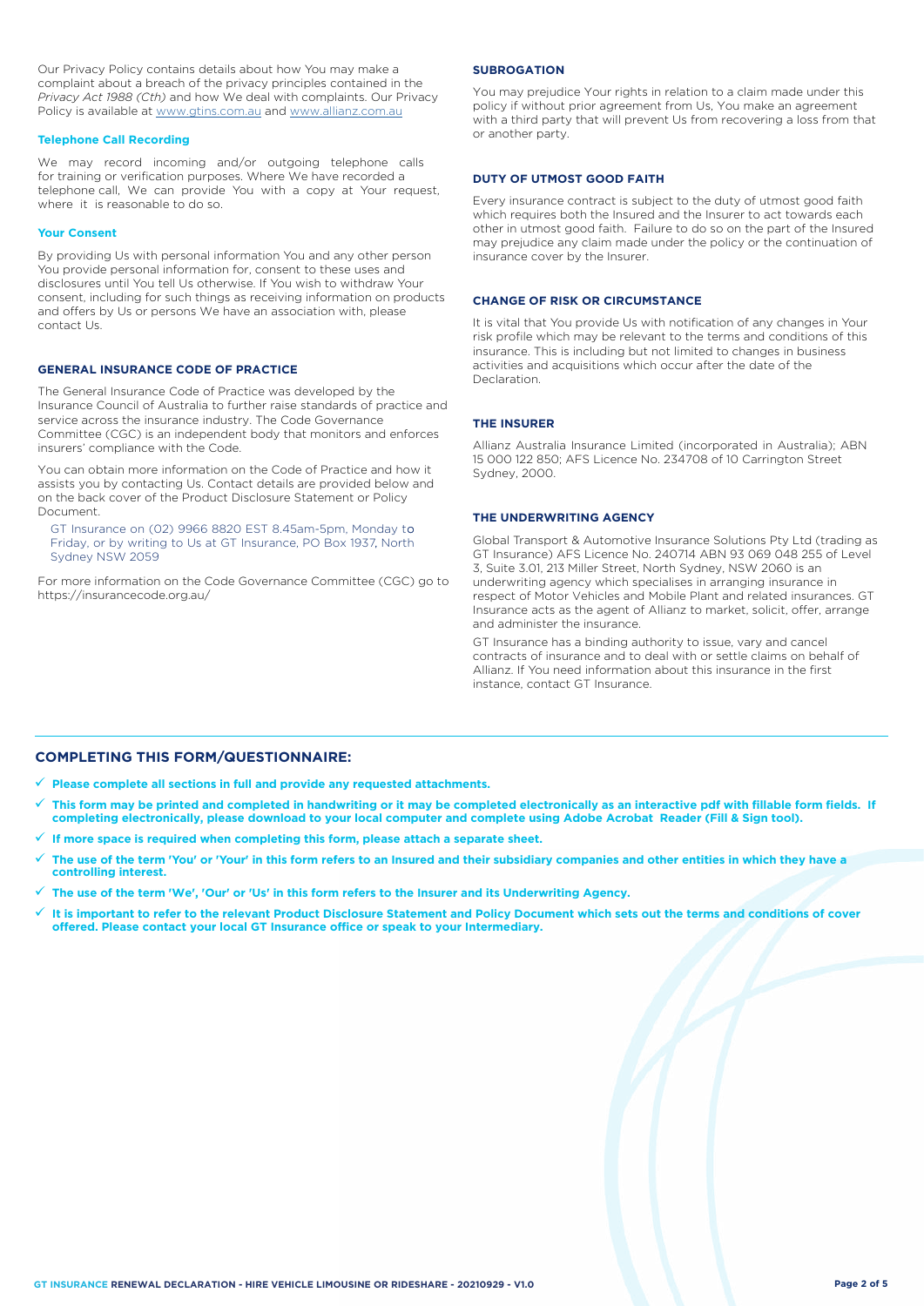Our Privacy Policy contains details about how You may make a complaint about a breach of the privacy principles contained in the *Privacy Act 1988 (Cth)* and how We deal with complaints. Our Privacy Policy is available at www.gtins.com.au and www.allianz.com.au

### Telephone Call Recording

We may record incoming and/or outgoing telephone calls for training or verification purposes. Where We have recorded a telephone call, We can provide You with a copy at Your request, where it is reasonable to do so.

### Your Consent

By providing Us with personal information You and any other person You provide personal information for, consent to these uses and disclosures until You tell Us otherwise. If You wish to withdraw Your consent, including for such things as receiving information on products and offers by Us or persons We have an association with, please contact Us.

## GENERAL INSURANCE CODE OF PRACTICE

The General Insurance Code of Practice was developed by the Insurance Council of Australia to further raise standards of practice and service across the insurance industry. The Code Governance Committee (CGC) is an independent body that monitors and enforces insurers' compliance with the Code.

You can obtain more information on the Code of Practice and how it assists you by contacting Us. Contact details are provided below and on the back cover of the Product Disclosure Statement or Policy Document.

GT Insurance on (02) 9966 8820 EST 8.45am-5pm, Monday to Friday, or by writing to Us at GT Insurance, PO Box 1937, North Sydney NSW 2059

For more information on the Code Governance Committee (CGC) go to https://insurancecode.org.au/

## SUBROGATION

You may prejudice Your rights in relation to a claim made under this policy if without prior agreement from Us, You make an agreement with a third party that will prevent Us from recovering a loss from that or another party.

## DUTY OF UTMOST GOOD FAITH

Every insurance contract is subject to the duty of utmost good faith which requires both the Insured and the Insurer to act towards each other in utmost good faith. Failure to do so on the part of the Insured may prejudice any claim made under the policy or the continuation of insurance cover by the Insurer.

## CHANGE OF RISK OR CIRCUMSTANCE

It is vital that You provide Us with notification of any changes in Your risk profile which may be relevant to the terms and conditions of this insurance. This is including but not limited to changes in business activities and acquisitions which occur after the date of the Declaration.

## THE INSURER

Allianz Australia Insurance Limited (incorporated in Australia); ABN 15 000 122 850; AFS Licence No. 234708 of 10 Carrington Street Sydney, 2000.

## THE UNDERWRITING AGENCY

Global Transport & Automotive Insurance Solutions Pty Ltd (trading as GT Insurance) AFS Licence No. 240714 ABN 93 069 048 255 of Level 3, Suite 3.01, 213 Miller Street, North Sydney, NSW 2060 is an underwriting agency which specialises in arranging insurance in respect of Motor Vehicles and Mobile Plant and related insurances. GT Insurance acts as the agent of Allianz to market, solicit, offer, arrange and administer the insurance.

GT Insurance has a binding authority to issue, vary and cancel contracts of insurance and to deal with or settle claims on behalf of Allianz. If You need information about this insurance in the first instance, contact GT Insurance.

## COMPLETING THIS FORM/QUESTIONNAIRE:

- ✓ **Please complete all sections in full and provide any requested attachments.**
- ✓ **This form may be printed and completed in handwriting or it may be completed electronically as an interactive pdf with fillable form fields. If completing electronically, please download to your local computer and complete using Adobe Acrobat Reader (Fill & Sign tool).**
- ✓ **If more space is required when completing this form, please attach a separate sheet.**
- ✓ **The use of the term 'You' or 'Your' in this form refers to an Insured and their subsidiary companies and other entities in which they have a controlling interest.**
- ✓ **The use of the term 'We', 'Our' or 'Us' in this form refers to the Insurer and its Underwriting Agency.**
- ✓ **It is important to refer to the relevant Product Disclosure Statement and Policy Document which sets out the terms and conditions of cover offered. Please contact your local GT Insurance office or speak to your Intermediary.**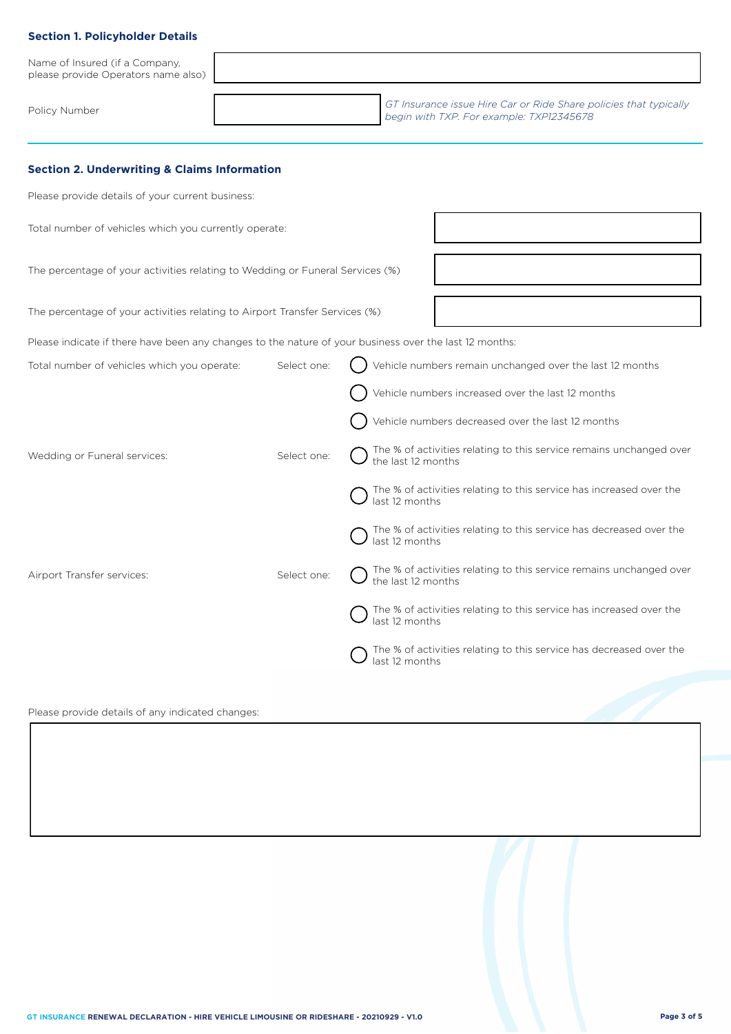### Section 1. Policyholder Details

| | |
|---|---|
| Name of Insured (if a Company, please provide Operators name also) | |
| Policy Number | |

*GT Insurance issue Hire Car or Ride Share policies that typically begin with TXP. For example: TXP12345678*

### Section 2. Underwriting & Claims Information

Please provide details of your current business:

| | |
|---|---|
| Total number of vehicles which you currently operate: | |
| The percentage of your activities relating to Wedding or Funeral Services (%) | |
| The percentage of your activities relating to Airport Transfer Services (%) | |

Please indicate if there have been any changes to the nature of your business over the last 12 months:

Total number of vehicles which you operate: Select one:

- ◯ Vehicle numbers remain unchanged over the last 12 months
- ◯ Vehicle numbers increased over the last 12 months
- ◯ Vehicle numbers decreased over the last 12 months

Wedding or Funeral services: Select one:

- ◯ The % of activities relating to this service remains unchanged over the last 12 months
- ◯ The % of activities relating to this service has increased over the last 12 months
- ◯ The % of activities relating to this service has decreased over the last 12 months

Airport Transfer services: Select one:

- ◯ The % of activities relating to this service remains unchanged over the last 12 months
- ◯ The % of activities relating to this service has increased over the last 12 months
- ◯ The % of activities relating to this service has decreased over the last 12 months

Please provide details of any indicated changes:

| |
|---|
| |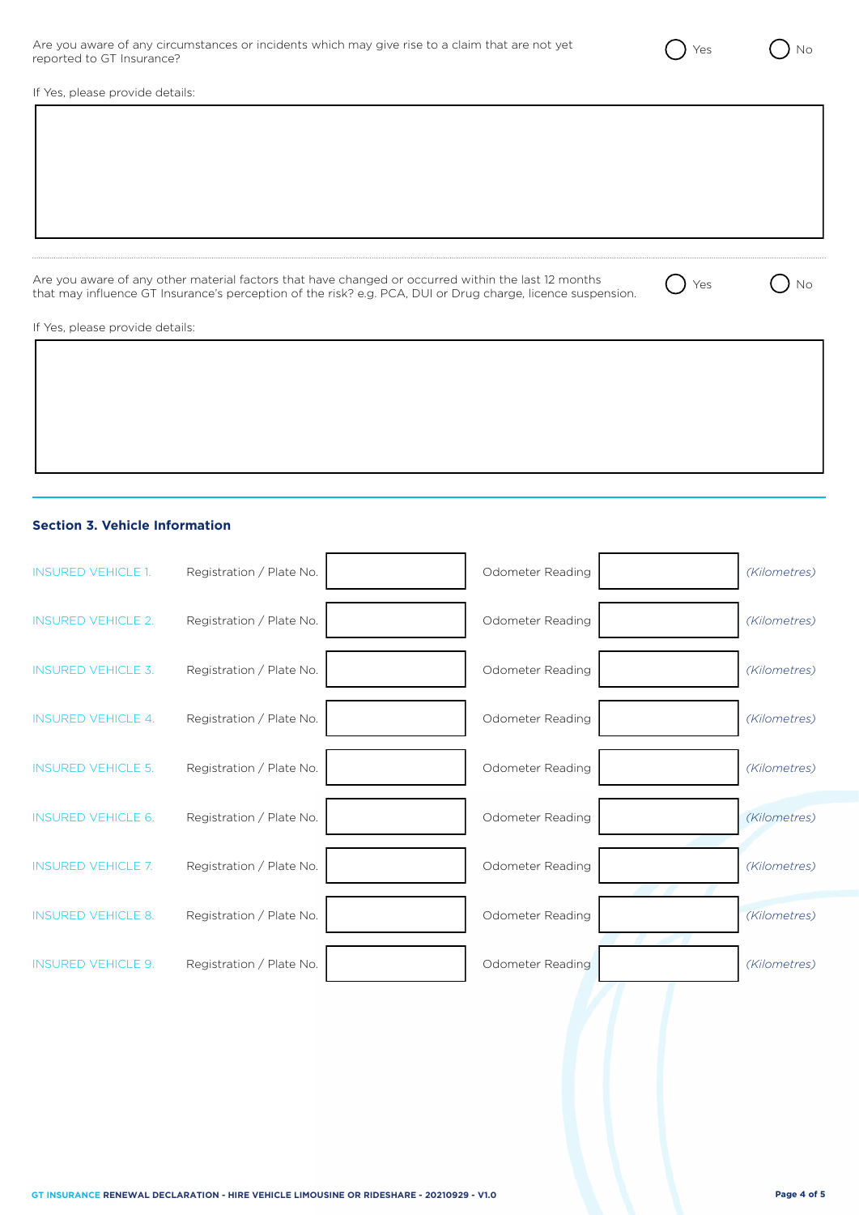Are you aware of any circumstances or incidents which may give rise to a claim that are not yet reported to GT Insurance? ◯ Yes ◯ No

If Yes, please provide details:

| |
|---|
| |

Are you aware of any other material factors that have changed or occurred within the last 12 months that may influence GT Insurance's perception of the risk? e.g. PCA, DUI or Drug charge, licence suspension. ◯ Yes ◯ No

If Yes, please provide details:

| |
|---|
| |

## Section 3. Vehicle Information

| | | | | | |
|---|---|---|---|---|---|
| INSURED VEHICLE 1. | Registration / Plate No. | | Odometer Reading | | *(Kilometres)* |
| INSURED VEHICLE 2. | Registration / Plate No. | | Odometer Reading | | *(Kilometres)* |
| INSURED VEHICLE 3. | Registration / Plate No. | | Odometer Reading | | *(Kilometres)* |
| INSURED VEHICLE 4. | Registration / Plate No. | | Odometer Reading | | *(Kilometres)* |
| INSURED VEHICLE 5. | Registration / Plate No. | | Odometer Reading | | *(Kilometres)* |
| INSURED VEHICLE 6. | Registration / Plate No. | | Odometer Reading | | *(Kilometres)* |
| INSURED VEHICLE 7. | Registration / Plate No. | | Odometer Reading | | *(Kilometres)* |
| INSURED VEHICLE 8. | Registration / Plate No. | | Odometer Reading | | *(Kilometres)* |
| INSURED VEHICLE 9. | Registration / Plate No. | | Odometer Reading | | *(Kilometres)* |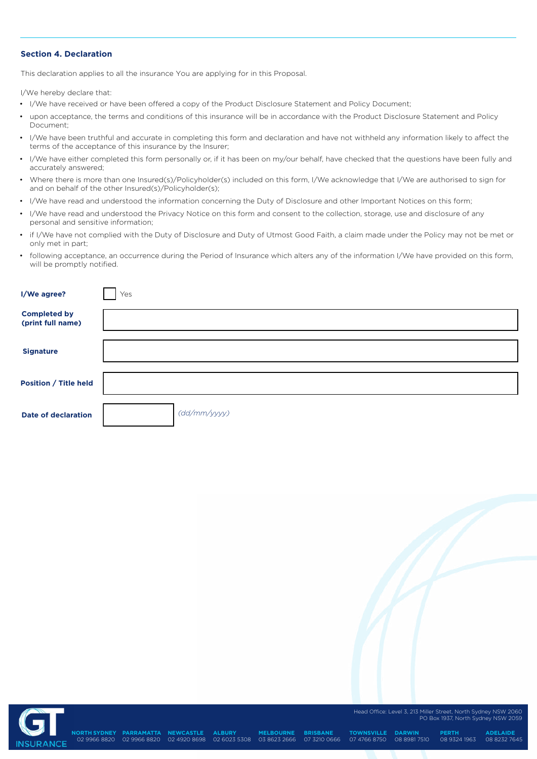### Section 4. Declaration

This declaration applies to all the insurance You are applying for in this Proposal.

I/We hereby declare that:

- I/We have received or have been offered a copy of the Product Disclosure Statement and Policy Document;
- upon acceptance, the terms and conditions of this insurance will be in accordance with the Product Disclosure Statement and Policy Document;
- I/We have been truthful and accurate in completing this form and declaration and have not withheld any information likely to affect the terms of the acceptance of this insurance by the Insurer;
- I/We have either completed this form personally or, if it has been on my/our behalf, have checked that the questions have been fully and accurately answered;
- Where there is more than one Insured(s)/Policyholder(s) included on this form, I/We acknowledge that I/We are authorised to sign for and on behalf of the other Insured(s)/Policyholder(s);
- I/We have read and understood the information concerning the Duty of Disclosure and other Important Notices on this form;
- I/We have read and understood the Privacy Notice on this form and consent to the collection, storage, use and disclosure of any personal and sensitive information;
- if I/We have not complied with the Duty of Disclosure and Duty of Utmost Good Faith, a claim made under the Policy may not be met or only met in part;
- following acceptance, an occurrence during the Period of Insurance which alters any of the information I/We have provided on this form, will be promptly notified.

| | |
|---|---|
| **I/We agree?** | ☐ Yes |
| **Completed by (print full name)** | |
| **Signature** | |
| **Position / Title held** | |
| **Date of declaration** | *(dd/mm/yyyy)* |

Head Office: Level 3, 213 Miller Street, North Sydney NSW 2060
PO Box 1937, North Sydney NSW 2059

| | |
|---|---|
| **NORTH SYDNEY** | 02 9966 8820 |
| **PARRAMATTA** | 02 9966 8820 |
| **NEWCASTLE** | 02 4920 8698 |
| **ALBURY** | 02 6023 5308 |
| **MELBOURNE** | 03 8623 2666 |
| **BRISBANE** | 07 3210 0666 |
| **TOWNSVILLE** | 07 4766 8750 |
| **DARWIN** | 08 8981 7510 |
| **PERTH** | 08 9324 1963 |
| **ADELAIDE** | 08 8232 7645 |